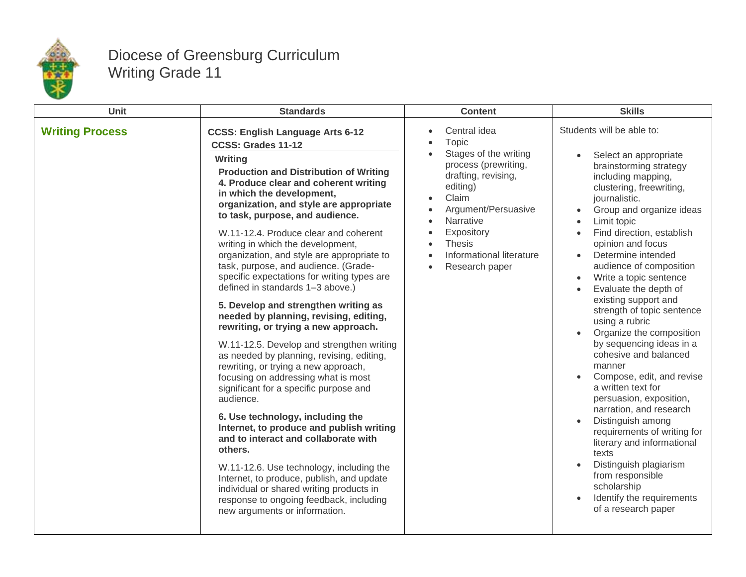# Diocese of Greensburg Curriculum
## Writing Grade 11

| Unit | Standards | Content | Skills |
|---|---|---|---|
| **Writing Process** | **CCSS: English Language Arts 6-12**<br>**CCSS: Grades 11-12**<br>**Writing**<br>**Production and Distribution of Writing**<br>**4. Produce clear and coherent writing in which the development, organization, and style are appropriate to task, purpose, and audience.**<br><br>W.11-12.4. Produce clear and coherent writing in which the development, organization, and style are appropriate to task, purpose, and audience. (Grade-specific expectations for writing types are defined in standards 1–3 above.)<br><br>**5. Develop and strengthen writing as needed by planning, revising, editing, rewriting, or trying a new approach.**<br><br>W.11-12.5. Develop and strengthen writing as needed by planning, revising, editing, rewriting, or trying a new approach, focusing on addressing what is most significant for a specific purpose and audience.<br><br>**6. Use technology, including the Internet, to produce and publish writing and to interact and collaborate with others.**<br><br>W.11-12.6. Use technology, including the Internet, to produce, publish, and update individual or shared writing products in response to ongoing feedback, including new arguments or information. | • Central idea<br>• Topic<br>• Stages of the writing process (prewriting, drafting, revising, editing)<br>• Claim<br>• Argument/Persuasive<br>• Narrative<br>• Expository<br>• Thesis<br>• Informational literature<br>• Research paper | Students will be able to:<br><br>• Select an appropriate brainstorming strategy including mapping, clustering, freewriting, journalistic.<br>• Group and organize ideas<br>• Limit topic<br>• Find direction, establish opinion and focus<br>• Determine intended audience of composition<br>• Write a topic sentence<br>• Evaluate the depth of existing support and strength of topic sentence using a rubric<br>• Organize the composition by sequencing ideas in a cohesive and balanced manner<br>• Compose, edit, and revise a written text for persuasion, exposition, narration, and research<br>• Distinguish among requirements of writing for literary and informational texts<br>• Distinguish plagiarism from responsible scholarship<br>• Identify the requirements of a research paper |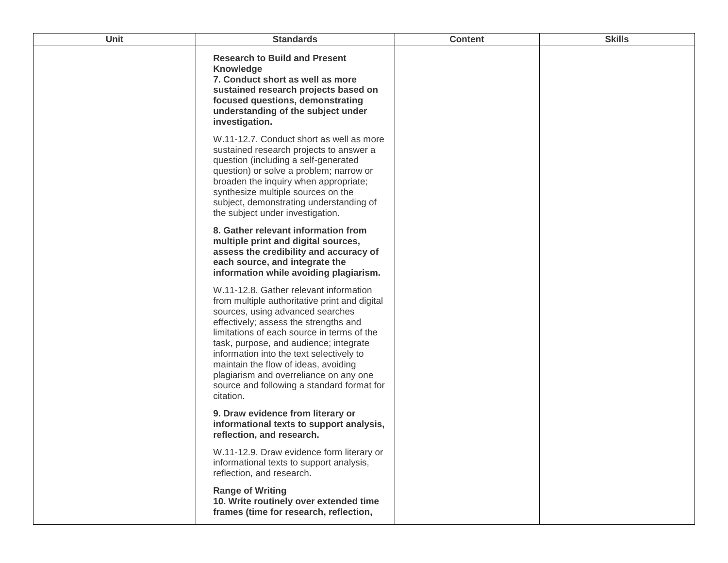| Unit | Standards | Content | Skills |
| --- | --- | --- | --- |
| | **Research to Build and Present Knowledge**<br>**7. Conduct short as well as more sustained research projects based on focused questions, demonstrating understanding of the subject under investigation.**<br><br>W.11-12.7. Conduct short as well as more sustained research projects to answer a question (including a self-generated question) or solve a problem; narrow or broaden the inquiry when appropriate; synthesize multiple sources on the subject, demonstrating understanding of the subject under investigation.<br><br>**8. Gather relevant information from multiple print and digital sources, assess the credibility and accuracy of each source, and integrate the information while avoiding plagiarism.**<br><br>W.11-12.8. Gather relevant information from multiple authoritative print and digital sources, using advanced searches effectively; assess the strengths and limitations of each source in terms of the task, purpose, and audience; integrate information into the text selectively to maintain the flow of ideas, avoiding plagiarism and overreliance on any one source and following a standard format for citation.<br><br>**9. Draw evidence from literary or informational texts to support analysis, reflection, and research.**<br><br>W.11-12.9. Draw evidence form literary or informational texts to support analysis, reflection, and research.<br><br>**Range of Writing**<br>**10. Write routinely over extended time frames (time for research, reflection,** | | |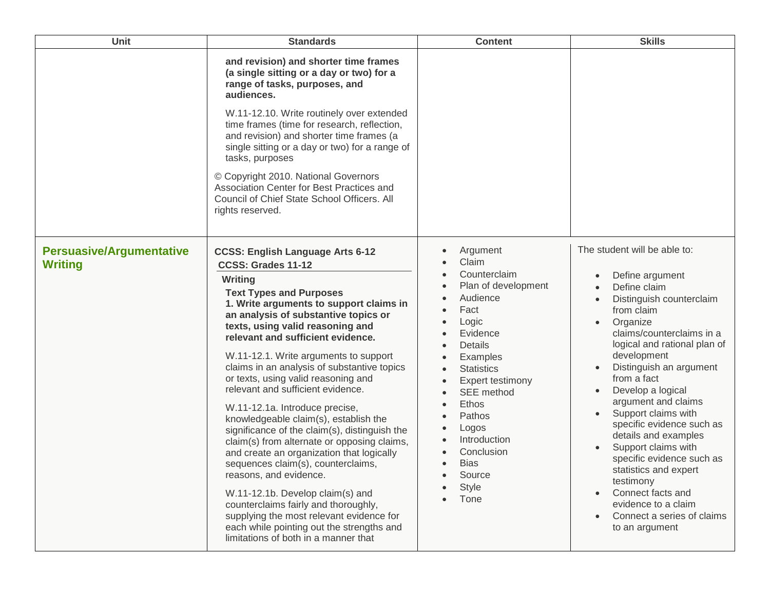| Unit | Standards | Content | Skills |
|---|---|---|---|
| | **and revision) and shorter time frames (a single sitting or a day or two) for a range of tasks, purposes, and audiences.**<br><br>W.11-12.10. Write routinely over extended time frames (time for research, reflection, and revision) and shorter time frames (a single sitting or a day or two) for a range of tasks, purposes<br><br>© Copyright 2010. National Governors Association Center for Best Practices and Council of Chief State School Officers. All rights reserved. | | |
| **Persuasive/Argumentative Writing** | **CCSS: English Language Arts 6-12**<br>**CCSS: Grades 11-12**<br>**Writing**<br>**Text Types and Purposes**<br>**1. Write arguments to support claims in an analysis of substantive topics or texts, using valid reasoning and relevant and sufficient evidence.**<br><br>W.11-12.1. Write arguments to support claims in an analysis of substantive topics or texts, using valid reasoning and relevant and sufficient evidence.<br><br>W.11-12.1a. Introduce precise, knowledgeable claim(s), establish the significance of the claim(s), distinguish the claim(s) from alternate or opposing claims, and create an organization that logically sequences claim(s), counterclaims, reasons, and evidence.<br><br>W.11-12.1b. Develop claim(s) and counterclaims fairly and thoroughly, supplying the most relevant evidence for each while pointing out the strengths and limitations of both in a manner that | • Argument<br>• Claim<br>• Counterclaim<br>• Plan of development<br>• Audience<br>• Fact<br>• Logic<br>• Evidence<br>• Details<br>• Examples<br>• Statistics<br>• Expert testimony<br>• SEE method<br>• Ethos<br>• Pathos<br>• Logos<br>• Introduction<br>• Conclusion<br>• Bias<br>• Source<br>• Style<br>• Tone | The student will be able to:<br><br>• Define argument<br>• Define claim<br>• Distinguish counterclaim from claim<br>• Organize claims/counterclaims in a logical and rational plan of development<br>• Distinguish an argument from a fact<br>• Develop a logical argument and claims<br>• Support claims with specific evidence such as details and examples<br>• Support claims with specific evidence such as statistics and expert testimony<br>• Connect facts and evidence to a claim<br>• Connect a series of claims to an argument |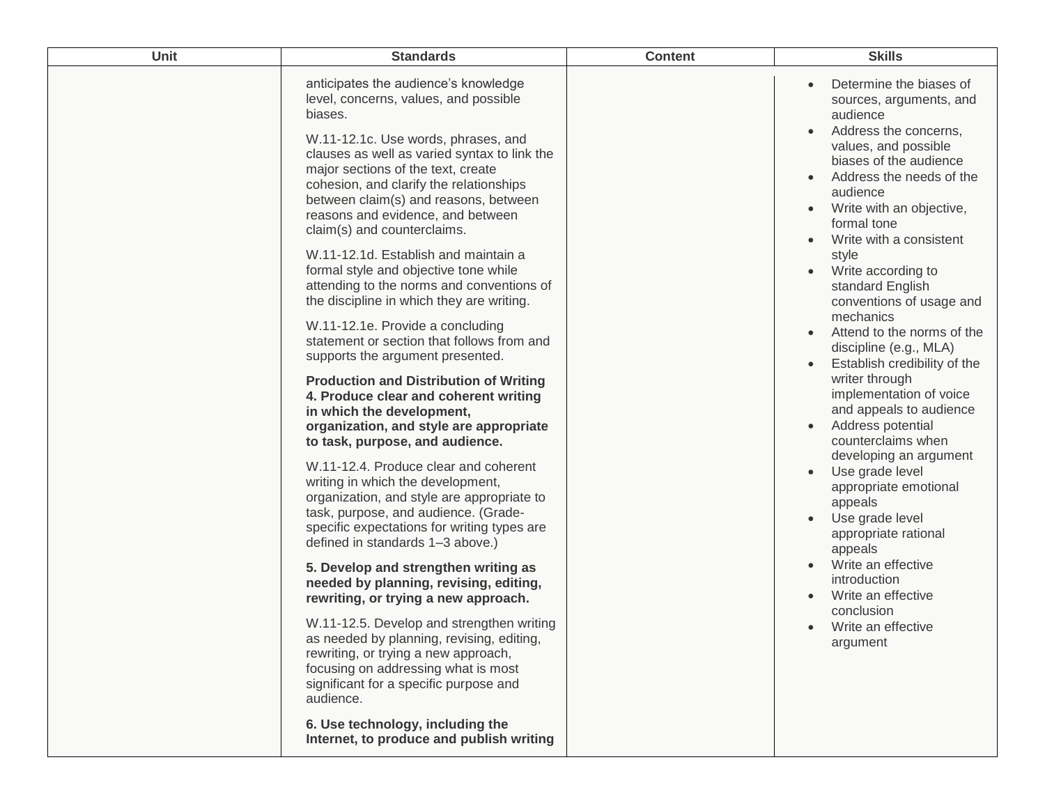| Unit | Standards | Content | Skills |
|---|---|---|---|
| | anticipates the audience's knowledge level, concerns, values, and possible biases.<br><br>W.11-12.1c. Use words, phrases, and clauses as well as varied syntax to link the major sections of the text, create cohesion, and clarify the relationships between claim(s) and reasons, between reasons and evidence, and between claim(s) and counterclaims.<br><br>W.11-12.1d. Establish and maintain a formal style and objective tone while attending to the norms and conventions of the discipline in which they are writing.<br><br>W.11-12.1e. Provide a concluding statement or section that follows from and supports the argument presented.<br><br>**Production and Distribution of Writing 4. Produce clear and coherent writing in which the development, organization, and style are appropriate to task, purpose, and audience.**<br><br>W.11-12.4. Produce clear and coherent writing in which the development, organization, and style are appropriate to task, purpose, and audience. (Grade-specific expectations for writing types are defined in standards 1–3 above.)<br><br>**5. Develop and strengthen writing as needed by planning, revising, editing, rewriting, or trying a new approach.**<br><br>W.11-12.5. Develop and strengthen writing as needed by planning, revising, editing, rewriting, or trying a new approach, focusing on addressing what is most significant for a specific purpose and audience.<br><br>**6. Use technology, including the Internet, to produce and publish writing** | | • Determine the biases of sources, arguments, and audience<br>• Address the concerns, values, and possible biases of the audience<br>• Address the needs of the audience<br>• Write with an objective, formal tone<br>• Write with a consistent style<br>• Write according to standard English conventions of usage and mechanics<br>• Attend to the norms of the discipline (e.g., MLA)<br>• Establish credibility of the writer through implementation of voice and appeals to audience<br>• Address potential counterclaims when developing an argument<br>• Use grade level appropriate emotional appeals<br>• Use grade level appropriate rational appeals<br>• Write an effective introduction<br>• Write an effective conclusion<br>• Write an effective argument |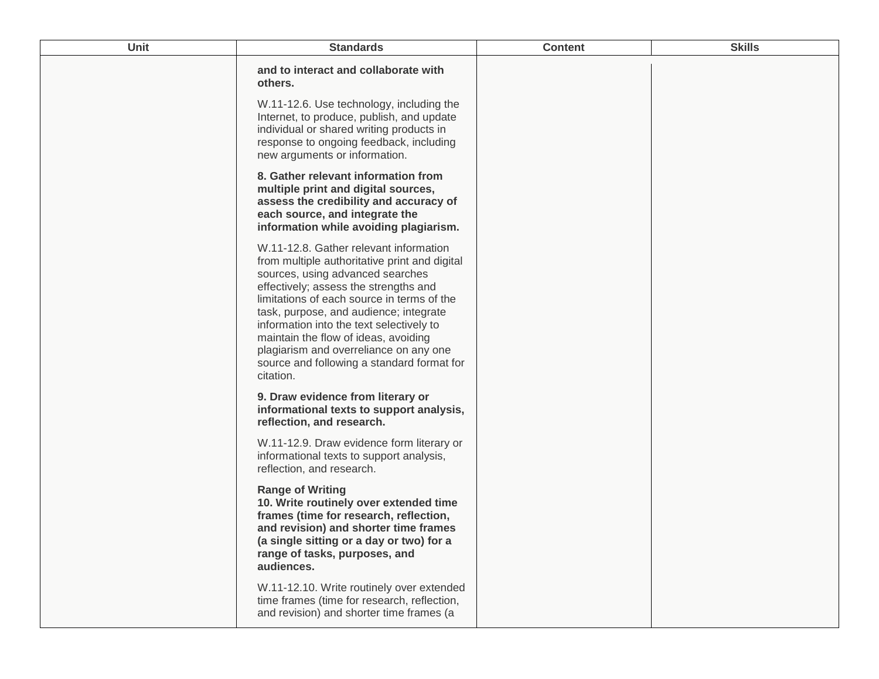| Unit | Standards | Content | Skills |
| --- | --- | --- | --- |
| | **and to interact and collaborate with others.**<br><br>W.11-12.6. Use technology, including the Internet, to produce, publish, and update individual or shared writing products in response to ongoing feedback, including new arguments or information.<br><br>**8. Gather relevant information from multiple print and digital sources, assess the credibility and accuracy of each source, and integrate the information while avoiding plagiarism.**<br><br>W.11-12.8. Gather relevant information from multiple authoritative print and digital sources, using advanced searches effectively; assess the strengths and limitations of each source in terms of the task, purpose, and audience; integrate information into the text selectively to maintain the flow of ideas, avoiding plagiarism and overreliance on any one source and following a standard format for citation.<br><br>**9. Draw evidence from literary or informational texts to support analysis, reflection, and research.**<br><br>W.11-12.9. Draw evidence form literary or informational texts to support analysis, reflection, and research.<br><br>**Range of Writing**<br>**10. Write routinely over extended time frames (time for research, reflection, and revision) and shorter time frames (a single sitting or a day or two) for a range of tasks, purposes, and audiences.**<br><br>W.11-12.10. Write routinely over extended time frames (time for research, reflection, and revision) and shorter time frames (a | | |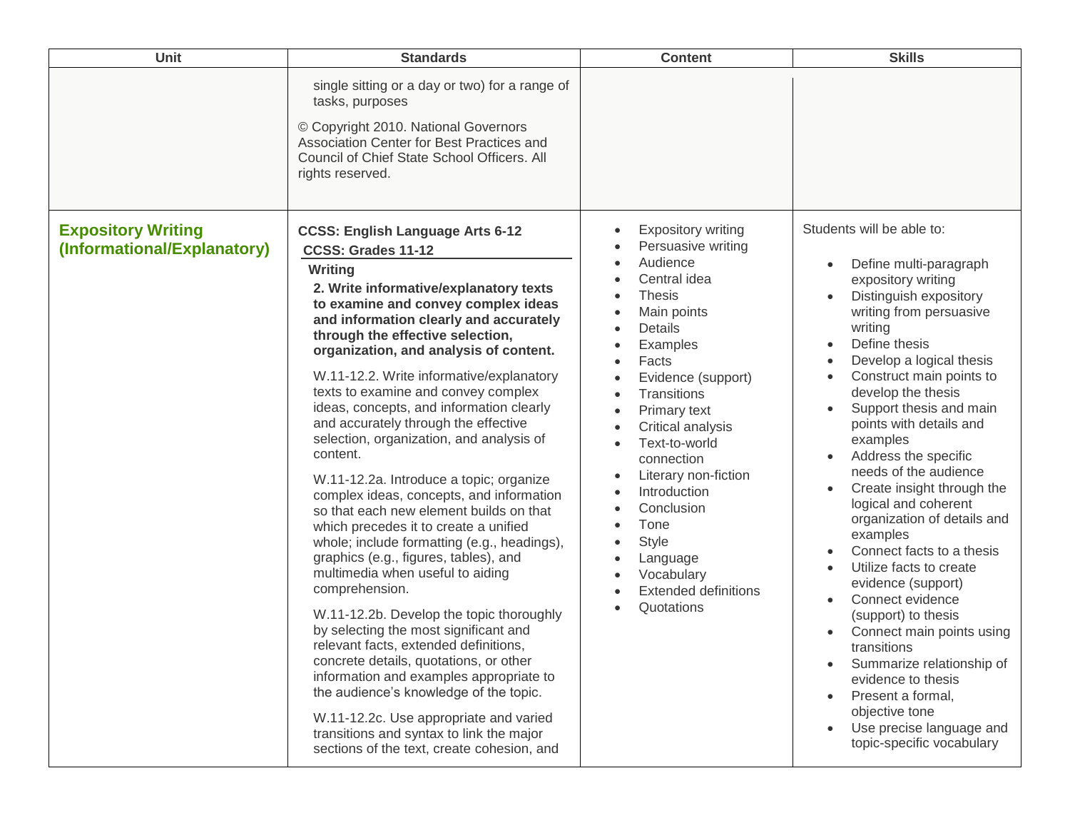| Unit | Standards | Content | Skills |
|---|---|---|---|
| | single sitting or a day or two) for a range of tasks, purposes<br><br>© Copyright 2010. National Governors Association Center for Best Practices and Council of Chief State School Officers. All rights reserved. | | |
| **Expository Writing (Informational/Explanatory)** | **CCSS: English Language Arts 6-12**<br>**CCSS: Grades 11-12**<br>**Writing**<br>**2. Write informative/explanatory texts to examine and convey complex ideas and information clearly and accurately through the effective selection, organization, and analysis of content.**<br><br>W.11-12.2. Write informative/explanatory texts to examine and convey complex ideas, concepts, and information clearly and accurately through the effective selection, organization, and analysis of content.<br><br>W.11-12.2a. Introduce a topic; organize complex ideas, concepts, and information so that each new element builds on that which precedes it to create a unified whole; include formatting (e.g., headings), graphics (e.g., figures, tables), and multimedia when useful to aiding comprehension.<br><br>W.11-12.2b. Develop the topic thoroughly by selecting the most significant and relevant facts, extended definitions, concrete details, quotations, or other information and examples appropriate to the audience's knowledge of the topic.<br><br>W.11-12.2c. Use appropriate and varied transitions and syntax to link the major sections of the text, create cohesion, and | • Expository writing<br>• Persuasive writing<br>• Audience<br>• Central idea<br>• Thesis<br>• Main points<br>• Details<br>• Examples<br>• Facts<br>• Evidence (support)<br>• Transitions<br>• Primary text<br>• Critical analysis<br>• Text-to-world connection<br>• Literary non-fiction<br>• Introduction<br>• Conclusion<br>• Tone<br>• Style<br>• Language<br>• Vocabulary<br>• Extended definitions<br>• Quotations | Students will be able to:<br><br>• Define multi-paragraph expository writing<br>• Distinguish expository writing from persuasive writing<br>• Define thesis<br>• Develop a logical thesis<br>• Construct main points to develop the thesis<br>• Support thesis and main points with details and examples<br>• Address the specific needs of the audience<br>• Create insight through the logical and coherent organization of details and examples<br>• Connect facts to a thesis<br>• Utilize facts to create evidence (support)<br>• Connect evidence (support) to thesis<br>• Connect main points using transitions<br>• Summarize relationship of evidence to thesis<br>• Present a formal, objective tone<br>• Use precise language and topic-specific vocabulary |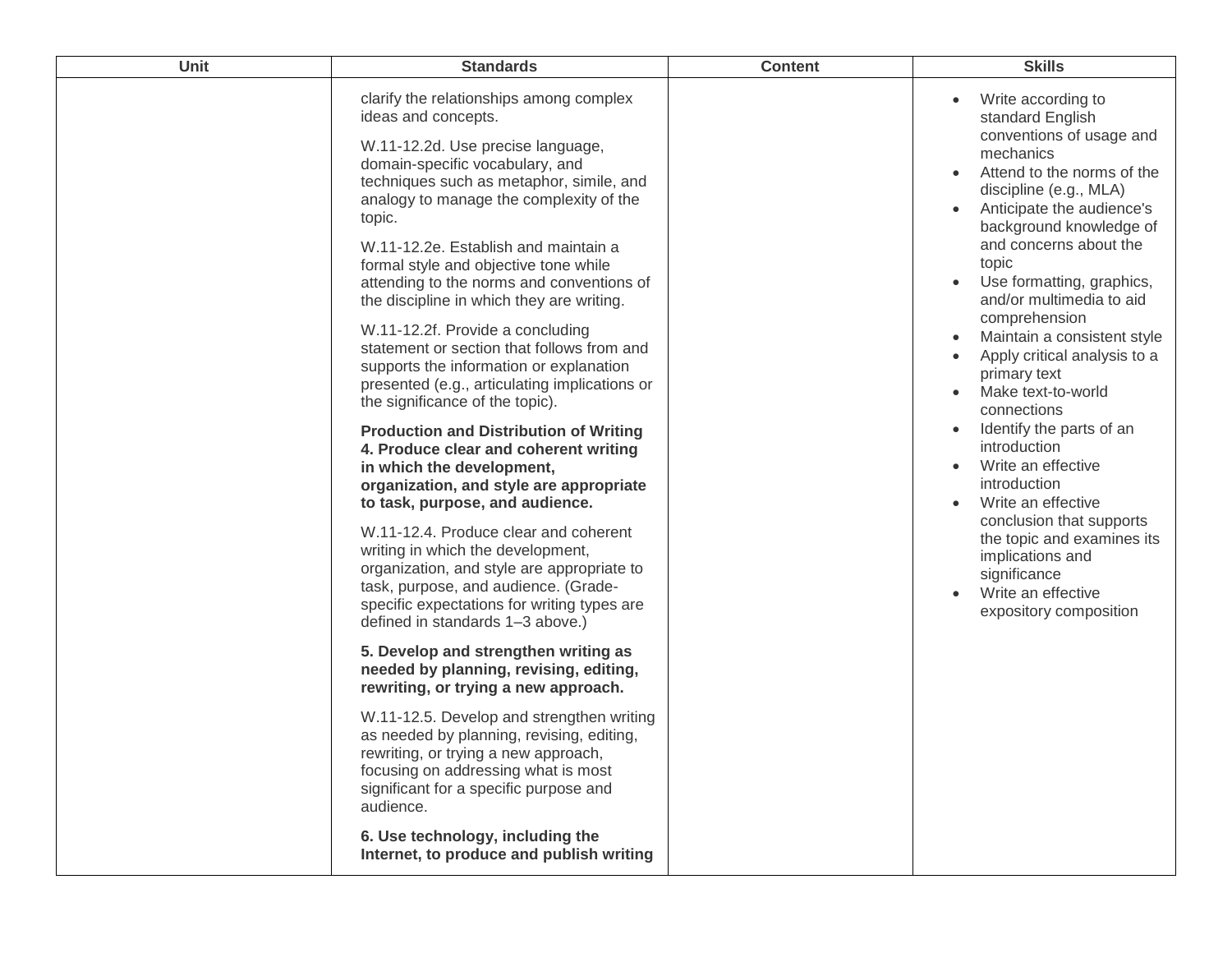| Unit | Standards | Content | Skills |
|---|---|---|---|
| | clarify the relationships among complex ideas and concepts.<br><br>W.11-12.2d. Use precise language, domain-specific vocabulary, and techniques such as metaphor, simile, and analogy to manage the complexity of the topic.<br><br>W.11-12.2e. Establish and maintain a formal style and objective tone while attending to the norms and conventions of the discipline in which they are writing.<br><br>W.11-12.2f. Provide a concluding statement or section that follows from and supports the information or explanation presented (e.g., articulating implications or the significance of the topic).<br><br>**Production and Distribution of Writing 4. Produce clear and coherent writing in which the development, organization, and style are appropriate to task, purpose, and audience.**<br><br>W.11-12.4. Produce clear and coherent writing in which the development, organization, and style are appropriate to task, purpose, and audience. (Grade-specific expectations for writing types are defined in standards 1–3 above.)<br><br>**5. Develop and strengthen writing as needed by planning, revising, editing, rewriting, or trying a new approach.**<br><br>W.11-12.5. Develop and strengthen writing as needed by planning, revising, editing, rewriting, or trying a new approach, focusing on addressing what is most significant for a specific purpose and audience.<br><br>**6. Use technology, including the Internet, to produce and publish writing** | | • Write according to standard English conventions of usage and mechanics<br>• Attend to the norms of the discipline (e.g., MLA)<br>• Anticipate the audience's background knowledge of and concerns about the topic<br>• Use formatting, graphics, and/or multimedia to aid comprehension<br>• Maintain a consistent style<br>• Apply critical analysis to a primary text<br>• Make text-to-world connections<br>• Identify the parts of an introduction<br>• Write an effective introduction<br>• Write an effective conclusion that supports the topic and examines its implications and significance<br>• Write an effective expository composition |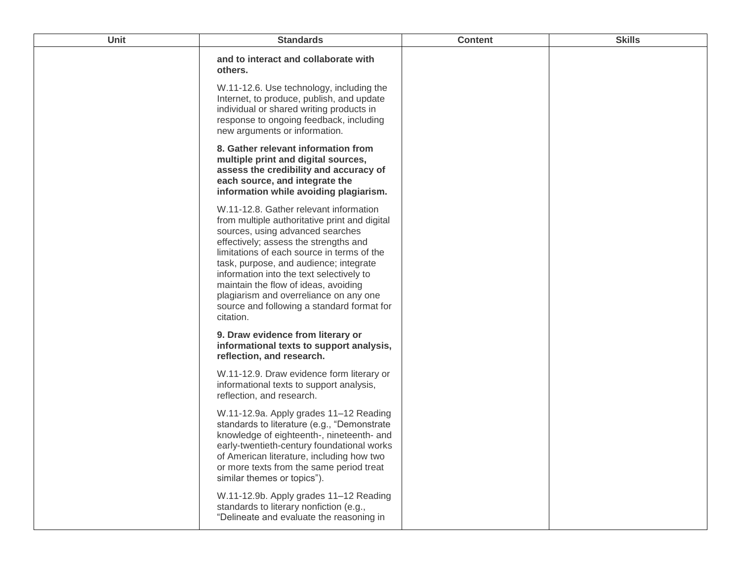| Unit | Standards | Content | Skills |
| --- | --- | --- | --- |
| | **and to interact and collaborate with others.**<br><br>W.11-12.6. Use technology, including the Internet, to produce, publish, and update individual or shared writing products in response to ongoing feedback, including new arguments or information.<br><br>**8. Gather relevant information from multiple print and digital sources, assess the credibility and accuracy of each source, and integrate the information while avoiding plagiarism.**<br><br>W.11-12.8. Gather relevant information from multiple authoritative print and digital sources, using advanced searches effectively; assess the strengths and limitations of each source in terms of the task, purpose, and audience; integrate information into the text selectively to maintain the flow of ideas, avoiding plagiarism and overreliance on any one source and following a standard format for citation.<br><br>**9. Draw evidence from literary or informational texts to support analysis, reflection, and research.**<br><br>W.11-12.9. Draw evidence form literary or informational texts to support analysis, reflection, and research.<br><br>W.11-12.9a. Apply grades 11–12 Reading standards to literature (e.g., “Demonstrate knowledge of eighteenth-, nineteenth- and early-twentieth-century foundational works of American literature, including how two or more texts from the same period treat similar themes or topics”).<br><br>W.11-12.9b. Apply grades 11–12 Reading standards to literary nonfiction (e.g., “Delineate and evaluate the reasoning in | | |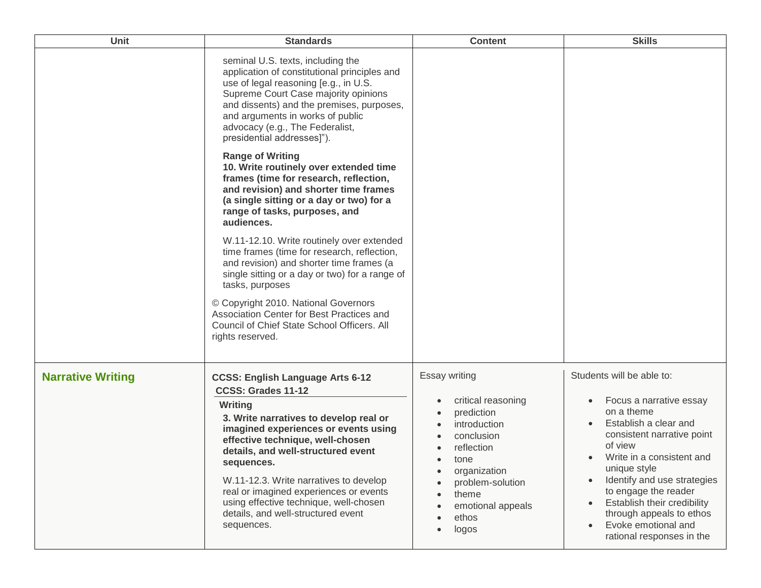| Unit | Standards | Content | Skills |
|---|---|---|---|
| | seminal U.S. texts, including the application of constitutional principles and use of legal reasoning [e.g., in U.S. Supreme Court Case majority opinions and dissents) and the premises, purposes, and arguments in works of public advocacy (e.g., The Federalist, presidential addresses]").<br><br>**Range of Writing**<br>**10. Write routinely over extended time frames (time for research, reflection, and revision) and shorter time frames (a single sitting or a day or two) for a range of tasks, purposes, and audiences.**<br><br>W.11-12.10. Write routinely over extended time frames (time for research, reflection, and revision) and shorter time frames (a single sitting or a day or two) for a range of tasks, purposes<br><br>© Copyright 2010. National Governors Association Center for Best Practices and Council of Chief State School Officers. All rights reserved. | | |
| **Narrative Writing** | **CCSS: English Language Arts 6-12**<br>**CCSS: Grades 11-12**<br>**Writing**<br>**3. Write narratives to develop real or imagined experiences or events using effective technique, well-chosen details, and well-structured event sequences.**<br><br>W.11-12.3. Write narratives to develop real or imagined experiences or events using effective technique, well-chosen details, and well-structured event sequences. | Essay writing<br><br>• critical reasoning<br>• prediction<br>• introduction<br>• conclusion<br>• reflection<br>• tone<br>• organization<br>• problem-solution<br>• theme<br>• emotional appeals<br>• ethos<br>• logos | Students will be able to:<br><br>• Focus a narrative essay on a theme<br>• Establish a clear and consistent narrative point of view<br>• Write in a consistent and unique style<br>• Identify and use strategies to engage the reader<br>• Establish their credibility through appeals to ethos<br>• Evoke emotional and rational responses in the |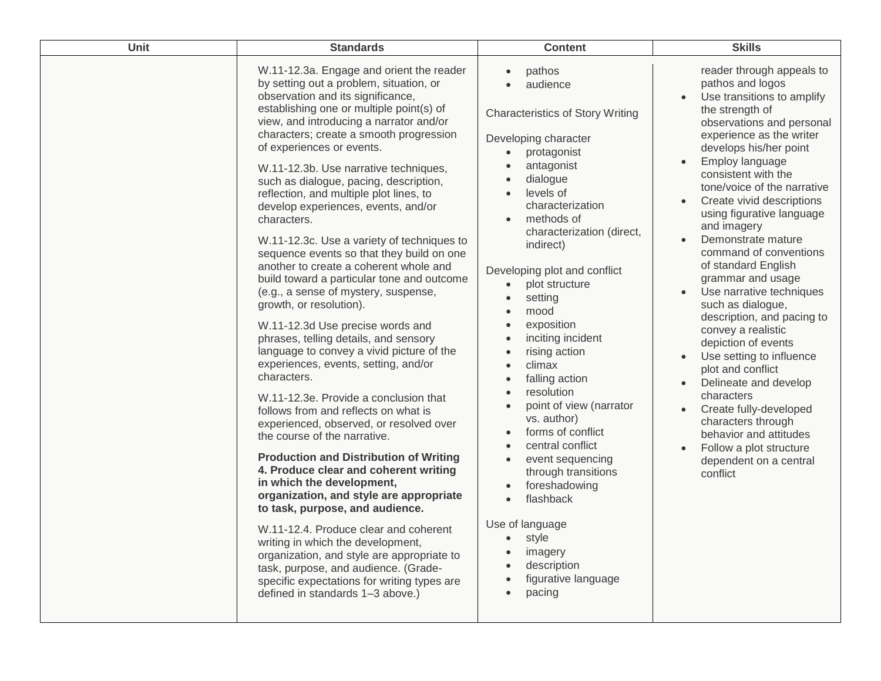| Unit | Standards | Content | Skills |
| --- | --- | --- | --- |
| | W.11-12.3a. Engage and orient the reader by setting out a problem, situation, or observation and its significance, establishing one or multiple point(s) of view, and introducing a narrator and/or characters; create a smooth progression of experiences or events.<br><br>W.11-12.3b. Use narrative techniques, such as dialogue, pacing, description, reflection, and multiple plot lines, to develop experiences, events, and/or characters.<br><br>W.11-12.3c. Use a variety of techniques to sequence events so that they build on one another to create a coherent whole and build toward a particular tone and outcome (e.g., a sense of mystery, suspense, growth, or resolution).<br><br>W.11-12.3d Use precise words and phrases, telling details, and sensory language to convey a vivid picture of the experiences, events, setting, and/or characters.<br><br>W.11-12.3e. Provide a conclusion that follows from and reflects on what is experienced, observed, or resolved over the course of the narrative.<br><br>**Production and Distribution of Writing 4. Produce clear and coherent writing in which the development, organization, and style are appropriate to task, purpose, and audience.**<br><br>W.11-12.4. Produce clear and coherent writing in which the development, organization, and style are appropriate to task, purpose, and audience. (Grade-specific expectations for writing types are defined in standards 1–3 above.) | • pathos<br>• audience<br><br>Characteristics of Story Writing<br><br>Developing character<br>• protagonist<br>• antagonist<br>• dialogue<br>• levels of characterization<br>• methods of characterization (direct, indirect)<br><br>Developing plot and conflict<br>• plot structure<br>• setting<br>• mood<br>• exposition<br>• inciting incident<br>• rising action<br>• climax<br>• falling action<br>• resolution<br>• point of view (narrator vs. author)<br>• forms of conflict<br>• central conflict<br>• event sequencing through transitions<br>• foreshadowing<br>• flashback<br><br>Use of language<br>• style<br>• imagery<br>• description<br>• figurative language<br>• pacing | reader through appeals to pathos and logos<br>• Use transitions to amplify the strength of observations and personal experience as the writer develops his/her point<br>• Employ language consistent with the tone/voice of the narrative<br>• Create vivid descriptions using figurative language and imagery<br>• Demonstrate mature command of conventions of standard English grammar and usage<br>• Use narrative techniques such as dialogue, description, and pacing to convey a realistic depiction of events<br>• Use setting to influence plot and conflict<br>• Delineate and develop characters<br>• Create fully-developed characters through behavior and attitudes<br>• Follow a plot structure dependent on a central conflict |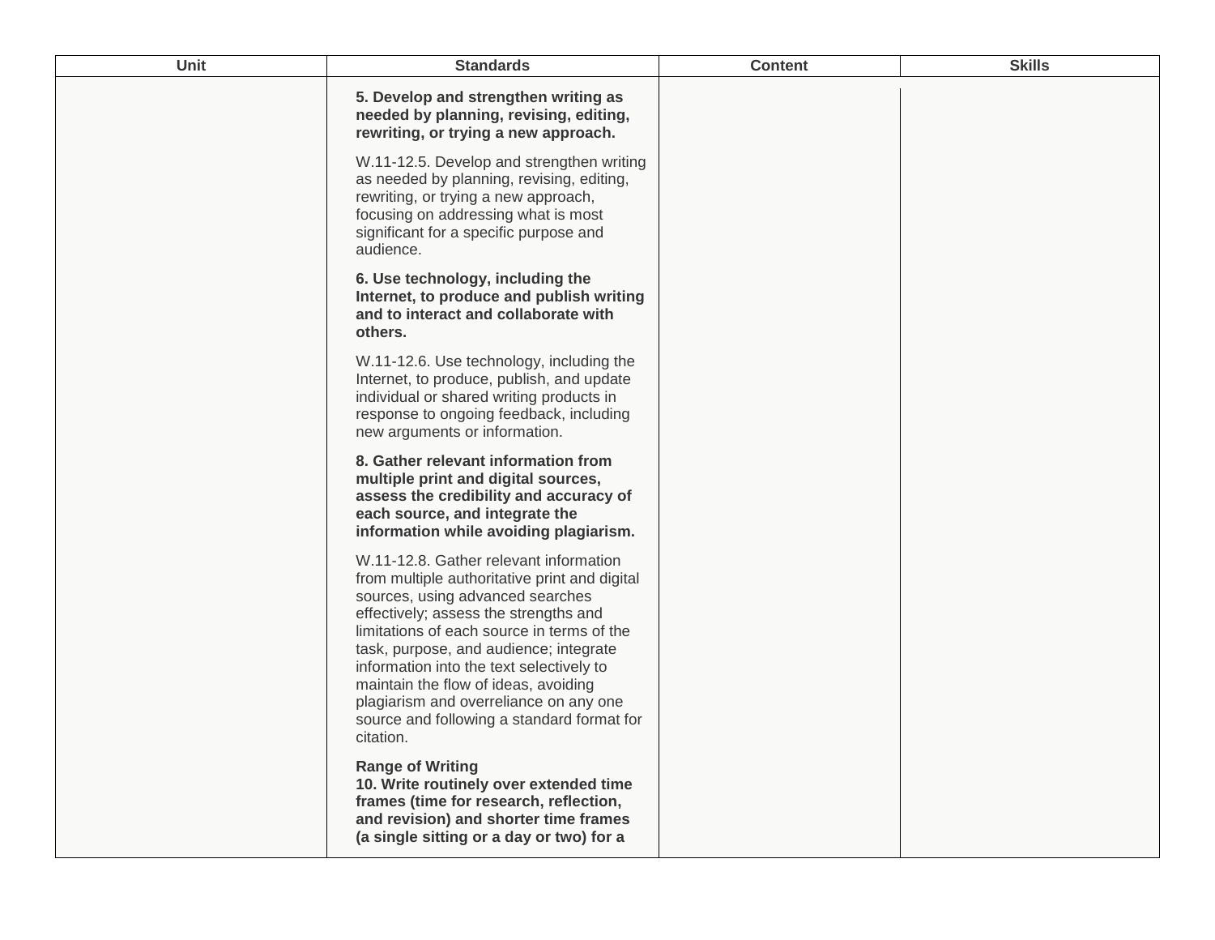| Unit | Standards | Content | Skills |
|---|---|---|---|
| | **5. Develop and strengthen writing as needed by planning, revising, editing, rewriting, or trying a new approach.**<br><br>W.11-12.5. Develop and strengthen writing as needed by planning, revising, editing, rewriting, or trying a new approach, focusing on addressing what is most significant for a specific purpose and audience.<br><br>**6. Use technology, including the Internet, to produce and publish writing and to interact and collaborate with others.**<br><br>W.11-12.6. Use technology, including the Internet, to produce, publish, and update individual or shared writing products in response to ongoing feedback, including new arguments or information.<br><br>**8. Gather relevant information from multiple print and digital sources, assess the credibility and accuracy of each source, and integrate the information while avoiding plagiarism.**<br><br>W.11-12.8. Gather relevant information from multiple authoritative print and digital sources, using advanced searches effectively; assess the strengths and limitations of each source in terms of the task, purpose, and audience; integrate information into the text selectively to maintain the flow of ideas, avoiding plagiarism and overreliance on any one source and following a standard format for citation.<br><br>**Range of Writing**<br>**10. Write routinely over extended time frames (time for research, reflection, and revision) and shorter time frames (a single sitting or a day or two) for a** | | |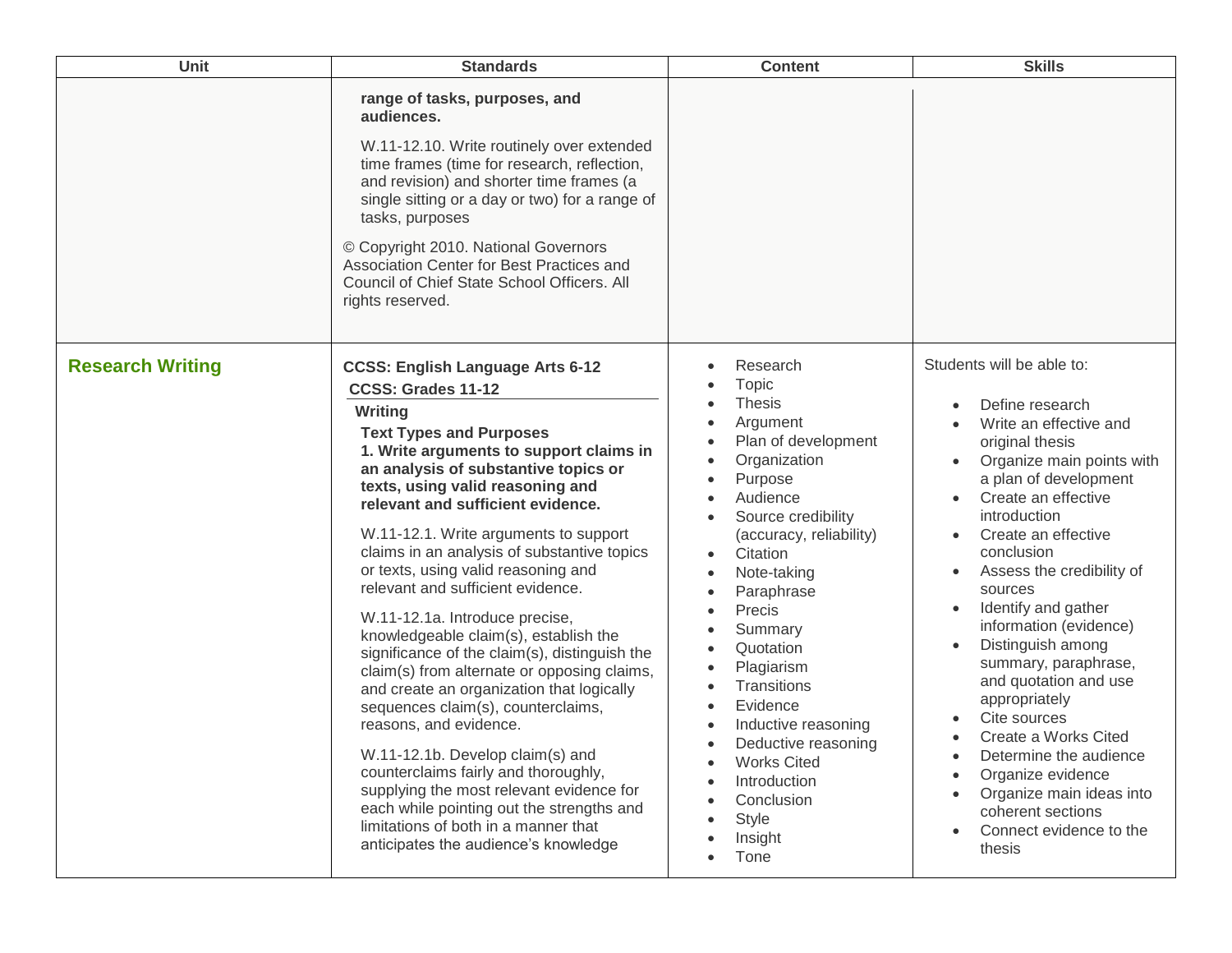| Unit | Standards | Content | Skills |
|---|---|---|---|
| | **range of tasks, purposes, and audiences.**<br><br>W.11-12.10. Write routinely over extended time frames (time for research, reflection, and revision) and shorter time frames (a single sitting or a day or two) for a range of tasks, purposes<br><br>© Copyright 2010. National Governors Association Center for Best Practices and Council of Chief State School Officers. All rights reserved. | | |
| **Research Writing** | **CCSS: English Language Arts 6-12**<br>**CCSS: Grades 11-12**<br>**Writing**<br>**Text Types and Purposes**<br>**1. Write arguments to support claims in an analysis of substantive topics or texts, using valid reasoning and relevant and sufficient evidence.**<br><br>W.11-12.1. Write arguments to support claims in an analysis of substantive topics or texts, using valid reasoning and relevant and sufficient evidence.<br><br>W.11-12.1a. Introduce precise, knowledgeable claim(s), establish the significance of the claim(s), distinguish the claim(s) from alternate or opposing claims, and create an organization that logically sequences claim(s), counterclaims, reasons, and evidence.<br><br>W.11-12.1b. Develop claim(s) and counterclaims fairly and thoroughly, supplying the most relevant evidence for each while pointing out the strengths and limitations of both in a manner that anticipates the audience's knowledge | • Research<br>• Topic<br>• Thesis<br>• Argument<br>• Plan of development<br>• Organization<br>• Purpose<br>• Audience<br>• Source credibility (accuracy, reliability)<br>• Citation<br>• Note-taking<br>• Paraphrase<br>• Precis<br>• Summary<br>• Quotation<br>• Plagiarism<br>• Transitions<br>• Evidence<br>• Inductive reasoning<br>• Deductive reasoning<br>• Works Cited<br>• Introduction<br>• Conclusion<br>• Style<br>• Insight<br>• Tone | Students will be able to:<br><br>• Define research<br>• Write an effective and original thesis<br>• Organize main points with a plan of development<br>• Create an effective introduction<br>• Create an effective conclusion<br>• Assess the credibility of sources<br>• Identify and gather information (evidence)<br>• Distinguish among summary, paraphrase, and quotation and use appropriately<br>• Cite sources<br>• Create a Works Cited<br>• Determine the audience<br>• Organize evidence<br>• Organize main ideas into coherent sections<br>• Connect evidence to the thesis |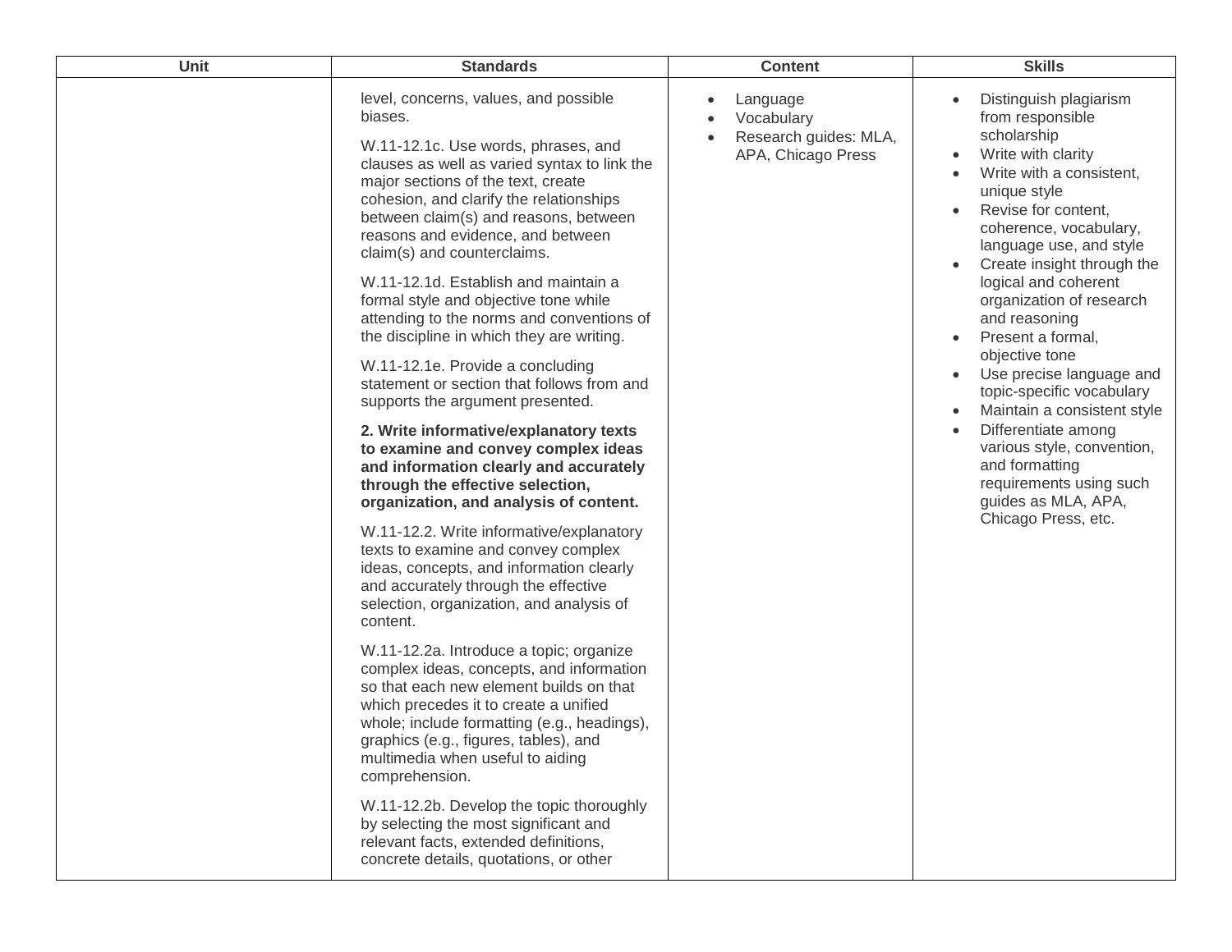| Unit | Standards | Content | Skills |
|---|---|---|---|
| | level, concerns, values, and possible biases.<br><br>W.11-12.1c. Use words, phrases, and clauses as well as varied syntax to link the major sections of the text, create cohesion, and clarify the relationships between claim(s) and reasons, between reasons and evidence, and between claim(s) and counterclaims.<br><br>W.11-12.1d. Establish and maintain a formal style and objective tone while attending to the norms and conventions of the discipline in which they are writing.<br><br>W.11-12.1e. Provide a concluding statement or section that follows from and supports the argument presented.<br><br>**2. Write informative/explanatory texts to examine and convey complex ideas and information clearly and accurately through the effective selection, organization, and analysis of content.**<br><br>W.11-12.2. Write informative/explanatory texts to examine and convey complex ideas, concepts, and information clearly and accurately through the effective selection, organization, and analysis of content.<br><br>W.11-12.2a. Introduce a topic; organize complex ideas, concepts, and information so that each new element builds on that which precedes it to create a unified whole; include formatting (e.g., headings), graphics (e.g., figures, tables), and multimedia when useful to aiding comprehension.<br><br>W.11-12.2b. Develop the topic thoroughly by selecting the most significant and relevant facts, extended definitions, concrete details, quotations, or other | • Language<br>• Vocabulary<br>• Research guides: MLA, APA, Chicago Press | • Distinguish plagiarism from responsible scholarship<br>• Write with clarity<br>• Write with a consistent, unique style<br>• Revise for content, coherence, vocabulary, language use, and style<br>• Create insight through the logical and coherent organization of research and reasoning<br>• Present a formal, objective tone<br>• Use precise language and topic-specific vocabulary<br>• Maintain a consistent style<br>• Differentiate among various style, convention, and formatting requirements using such guides as MLA, APA, Chicago Press, etc. |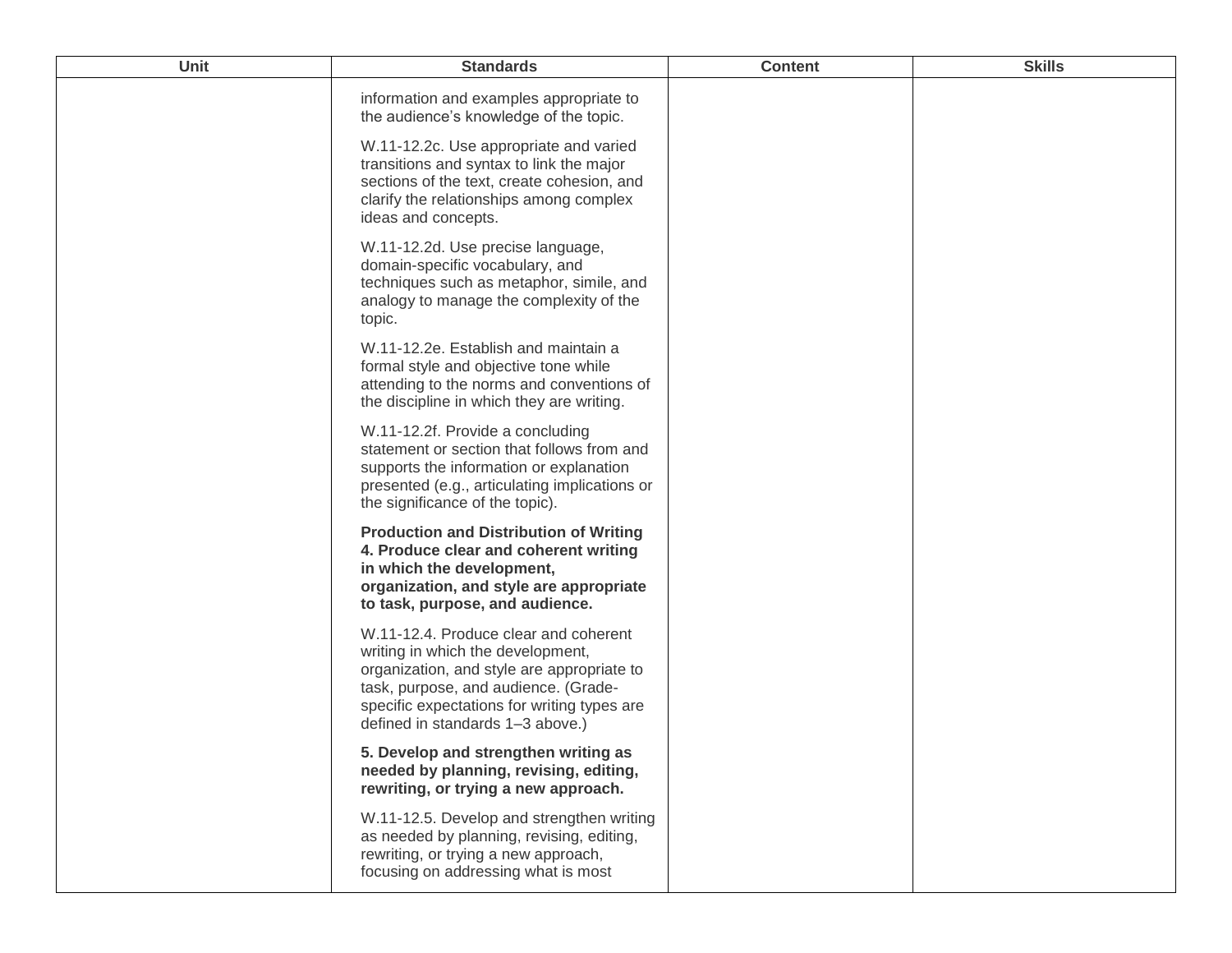| Unit | Standards | Content | Skills |
| --- | --- | --- | --- |
| | information and examples appropriate to the audience's knowledge of the topic.<br><br>W.11-12.2c. Use appropriate and varied transitions and syntax to link the major sections of the text, create cohesion, and clarify the relationships among complex ideas and concepts.<br><br>W.11-12.2d. Use precise language, domain-specific vocabulary, and techniques such as metaphor, simile, and analogy to manage the complexity of the topic.<br><br>W.11-12.2e. Establish and maintain a formal style and objective tone while attending to the norms and conventions of the discipline in which they are writing.<br><br>W.11-12.2f. Provide a concluding statement or section that follows from and supports the information or explanation presented (e.g., articulating implications or the significance of the topic).<br><br>**Production and Distribution of Writing 4. Produce clear and coherent writing in which the development, organization, and style are appropriate to task, purpose, and audience.**<br><br>W.11-12.4. Produce clear and coherent writing in which the development, organization, and style are appropriate to task, purpose, and audience. (Grade-specific expectations for writing types are defined in standards 1–3 above.)<br><br>**5. Develop and strengthen writing as needed by planning, revising, editing, rewriting, or trying a new approach.**<br><br>W.11-12.5. Develop and strengthen writing as needed by planning, revising, editing, rewriting, or trying a new approach, focusing on addressing what is most | | |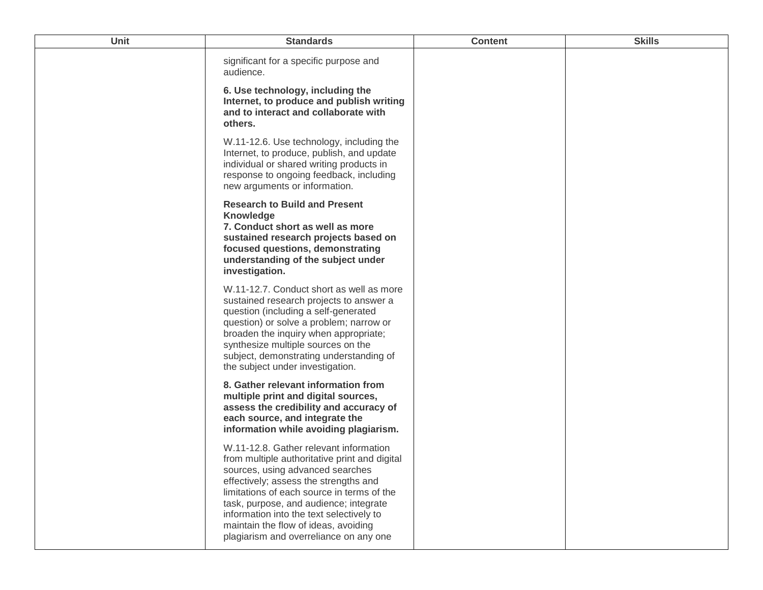| Unit | Standards | Content | Skills |
|---|---|---|---|
| | significant for a specific purpose and audience.<br><br>**6. Use technology, including the Internet, to produce and publish writing and to interact and collaborate with others.**<br><br>W.11-12.6. Use technology, including the Internet, to produce, publish, and update individual or shared writing products in response to ongoing feedback, including new arguments or information.<br><br>**Research to Build and Present Knowledge**<br>**7. Conduct short as well as more sustained research projects based on focused questions, demonstrating understanding of the subject under investigation.**<br><br>W.11-12.7. Conduct short as well as more sustained research projects to answer a question (including a self-generated question) or solve a problem; narrow or broaden the inquiry when appropriate; synthesize multiple sources on the subject, demonstrating understanding of the subject under investigation.<br><br>**8. Gather relevant information from multiple print and digital sources, assess the credibility and accuracy of each source, and integrate the information while avoiding plagiarism.**<br><br>W.11-12.8. Gather relevant information from multiple authoritative print and digital sources, using advanced searches effectively; assess the strengths and limitations of each source in terms of the task, purpose, and audience; integrate information into the text selectively to maintain the flow of ideas, avoiding plagiarism and overreliance on any one | | |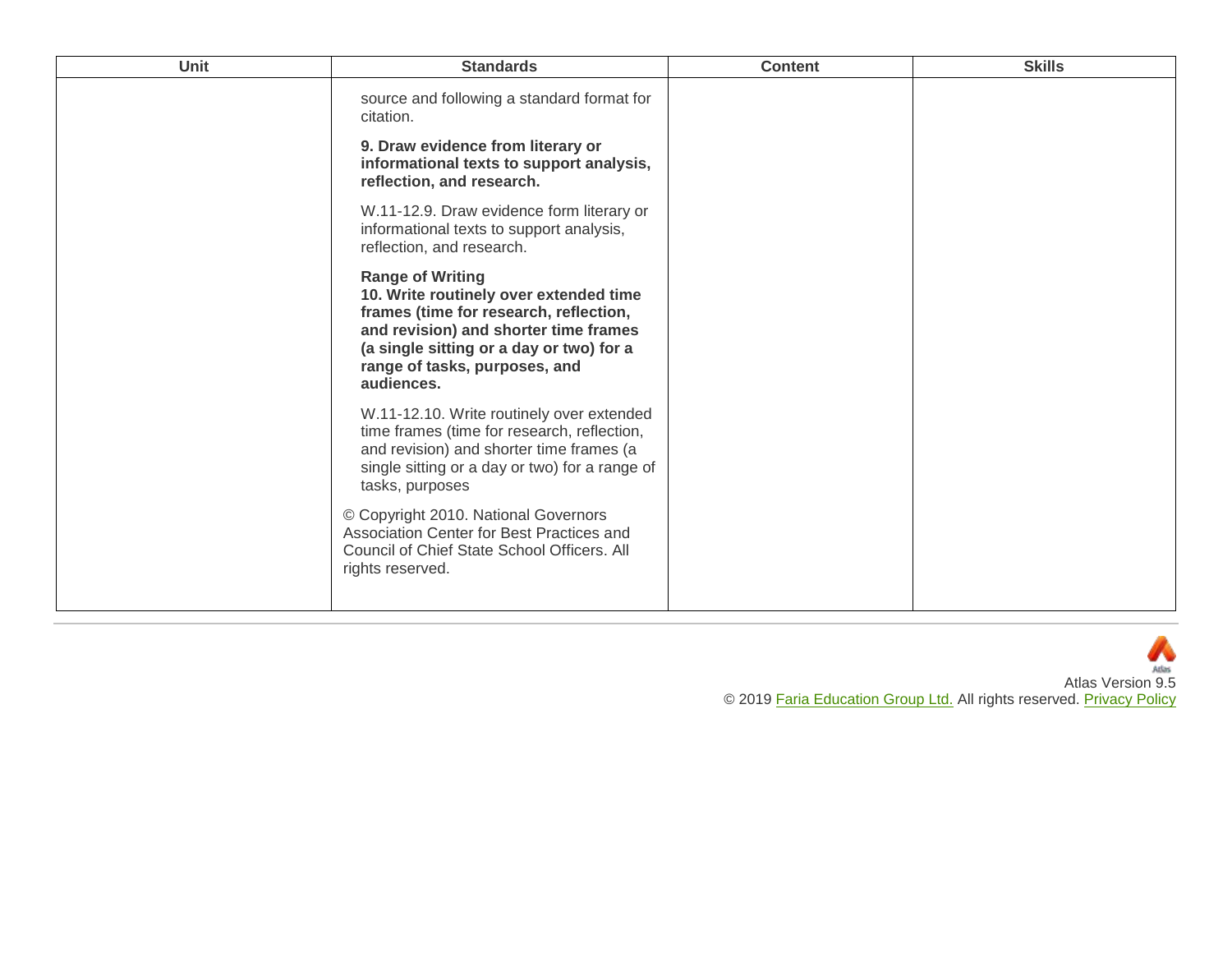| Unit | Standards | Content | Skills |
| --- | --- | --- | --- |
| | source and following a standard format for citation.<br><br>**9. Draw evidence from literary or informational texts to support analysis, reflection, and research.**<br><br>W.11-12.9. Draw evidence form literary or informational texts to support analysis, reflection, and research.<br><br>**Range of Writing**<br>**10. Write routinely over extended time frames (time for research, reflection, and revision) and shorter time frames (a single sitting or a day or two) for a range of tasks, purposes, and audiences.**<br><br>W.11-12.10. Write routinely over extended time frames (time for research, reflection, and revision) and shorter time frames (a single sitting or a day or two) for a range of tasks, purposes<br><br>© Copyright 2010. National Governors Association Center for Best Practices and Council of Chief State School Officers. All rights reserved. | | |

Atlas Version 9.5
© 2019 Faria Education Group Ltd. All rights reserved. Privacy Policy